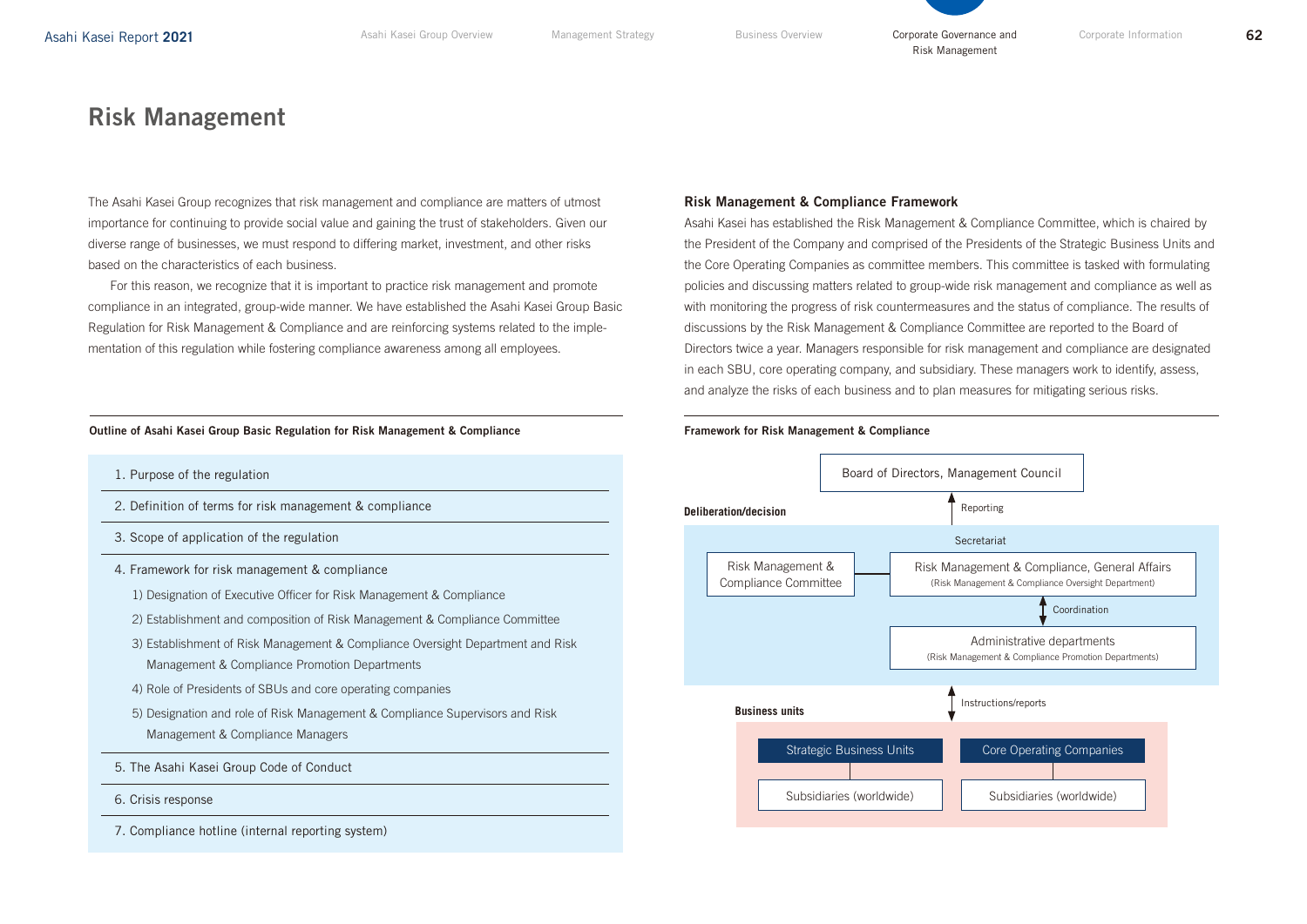# Risk Management

The Asahi Kasei Group recognizes that risk management and compliance are matters of utmost importance for continuing to provide social value and gaining the trust of stakeholders. Given our diverse range of businesses, we must respond to differing market, investment, and other risks based on the characteristics of each business.

For this reason, we recognize that it is important to practice risk management and promote compliance in an integrated, group-wide manner. We have established the Asahi Kasei Group Basic Regulation for Risk Management & Compliance and are reinforcing systems related to the implementation of this regulation while fostering compliance awareness among all employees.

**Outline of Asahi Kasei Group Basic Regulation for Risk Management & Compliance**

1. Purpose of the regulation
2. Definition of terms for risk management & compliance
3. Scope of application of the regulation
4. Framework for risk management & compliance
   1) Designation of Executive Officer for Risk Management & Compliance
   2) Establishment and composition of Risk Management & Compliance Committee
   3) Establishment of Risk Management & Compliance Oversight Department and Risk Management & Compliance Promotion Departments
   4) Role of Presidents of SBUs and core operating companies
   5) Designation and role of Risk Management & Compliance Supervisors and Risk Management & Compliance Managers
5. The Asahi Kasei Group Code of Conduct
6. Crisis response
7. Compliance hotline (internal reporting system)

## Risk Management & Compliance Framework

Asahi Kasei has established the Risk Management & Compliance Committee, which is chaired by the President of the Company and comprised of the Presidents of the Strategic Business Units and the Core Operating Companies as committee members. This committee is tasked with formulating policies and discussing matters related to group-wide risk management and compliance as well as with monitoring the progress of risk countermeasures and the status of compliance. The results of discussions by the Risk Management & Compliance Committee are reported to the Board of Directors twice a year. Managers responsible for risk management and compliance are designated in each SBU, core operating company, and subsidiary. These managers work to identify, assess, and analyze the risks of each business and to plan measures for mitigating serious risks.

**Framework for Risk Management & Compliance**

- Board of Directors, Management Council
  - ↑ Reporting
- **Deliberation/decision**
  - Risk Management & Compliance Committee — Secretariat: Risk Management & Compliance, General Affairs (Risk Management & Compliance Oversight Department)
  - ↕ Coordination
  - Administrative departments (Risk Management & Compliance Promotion Departments)
  - ↕ Instructions/reports
- **Business units**
  - Strategic Business Units — Subsidiaries (worldwide)
  - Core Operating Companies — Subsidiaries (worldwide)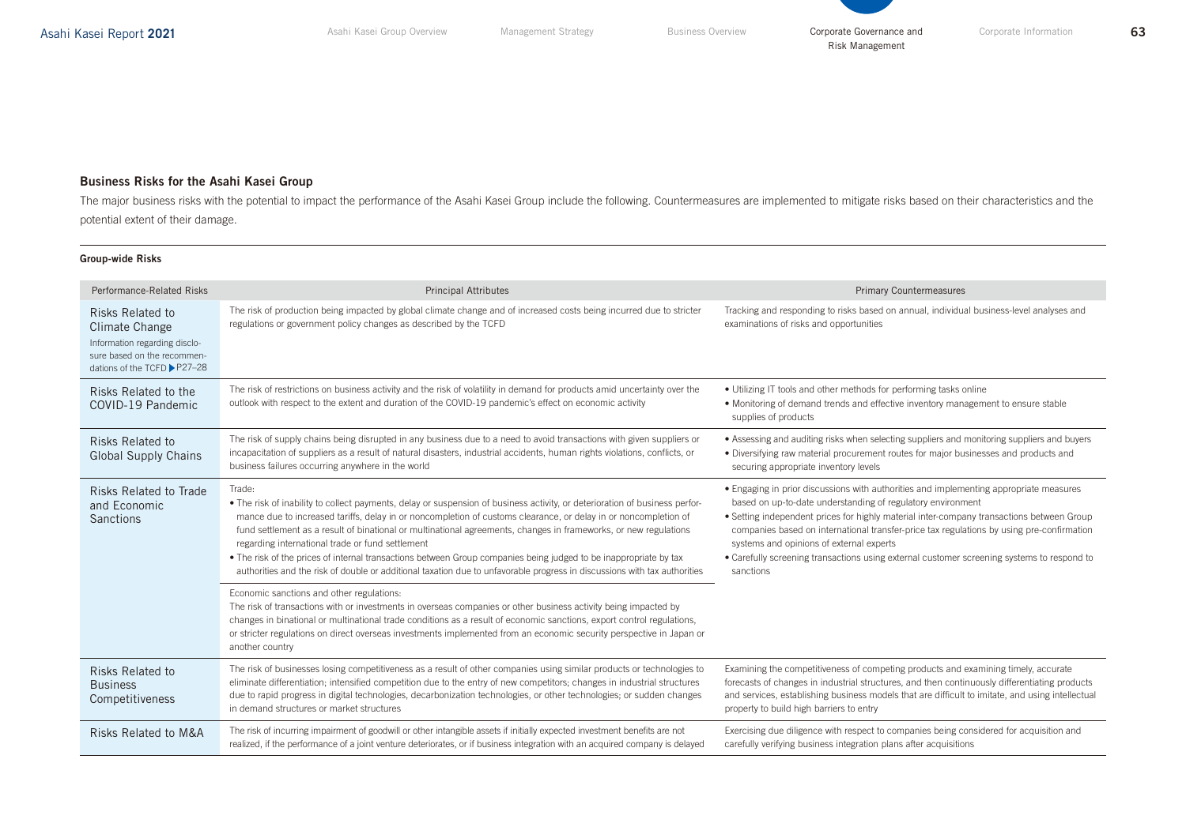## Business Risks for the Asahi Kasei Group

The major business risks with the potential to impact the performance of the Asahi Kasei Group include the following. Countermeasures are implemented to mitigate risks based on their characteristics and the potential extent of their damage.

### Group-wide Risks

| Performance-Related Risks | Principal Attributes | Primary Countermeasures |
|---|---|---|
| Risks Related to Climate Change<br>Information regarding disclosure based on the recommendations of the TCFD ▶P27–28 | The risk of production being impacted by global climate change and of increased costs being incurred due to stricter regulations or government policy changes as described by the TCFD | Tracking and responding to risks based on annual, individual business-level analyses and examinations of risks and opportunities |
| Risks Related to the COVID-19 Pandemic | The risk of restrictions on business activity and the risk of volatility in demand for products amid uncertainty over the outlook with respect to the extent and duration of the COVID-19 pandemic's effect on economic activity | • Utilizing IT tools and other methods for performing tasks online<br>• Monitoring of demand trends and effective inventory management to ensure stable supplies of products |
| Risks Related to Global Supply Chains | The risk of supply chains being disrupted in any business due to a need to avoid transactions with given suppliers or incapacitation of suppliers as a result of natural disasters, industrial accidents, human rights violations, conflicts, or business failures occurring anywhere in the world | • Assessing and auditing risks when selecting suppliers and monitoring suppliers and buyers<br>• Diversifying raw material procurement routes for major businesses and products and securing appropriate inventory levels |
| Risks Related to Trade and Economic Sanctions | Trade:<br>• The risk of inability to collect payments, delay or suspension of business activity, or deterioration of business performance due to increased tariffs, delay in or noncompletion of customs clearance, or delay in or noncompletion of fund settlement as a result of binational or multinational agreements, changes in frameworks, or new regulations regarding international trade or fund settlement<br>• The risk of the prices of internal transactions between Group companies being judged to be inappropriate by tax authorities and the risk of double or additional taxation due to unfavorable progress in discussions with tax authorities<br><br>Economic sanctions and other regulations:<br>The risk of transactions with or investments in overseas companies or other business activity being impacted by changes in binational or multinational trade conditions as a result of economic sanctions, export control regulations, or stricter regulations on direct overseas investments implemented from an economic security perspective in Japan or another country | • Engaging in prior discussions with authorities and implementing appropriate measures based on up-to-date understanding of regulatory environment<br>• Setting independent prices for highly material inter-company transactions between Group companies based on international transfer-price tax regulations by using pre-confirmation systems and opinions of external experts<br>• Carefully screening transactions using external customer screening systems to respond to sanctions |
| Risks Related to Business Competitiveness | The risk of businesses losing competitiveness as a result of other companies using similar products or technologies to eliminate differentiation; intensified competition due to the entry of new competitors; changes in industrial structures due to rapid progress in digital technologies, decarbonization technologies, or other technologies; or sudden changes in demand structures or market structures | Examining the competitiveness of competing products and examining timely, accurate forecasts of changes in industrial structures, and then continuously differentiating products and services, establishing business models that are difficult to imitate, and using intellectual property to build high barriers to entry |
| Risks Related to M&A | The risk of incurring impairment of goodwill or other intangible assets if initially expected investment benefits are not realized, if the performance of a joint venture deteriorates, or if business integration with an acquired company is delayed | Exercising due diligence with respect to companies being considered for acquisition and carefully verifying business integration plans after acquisitions |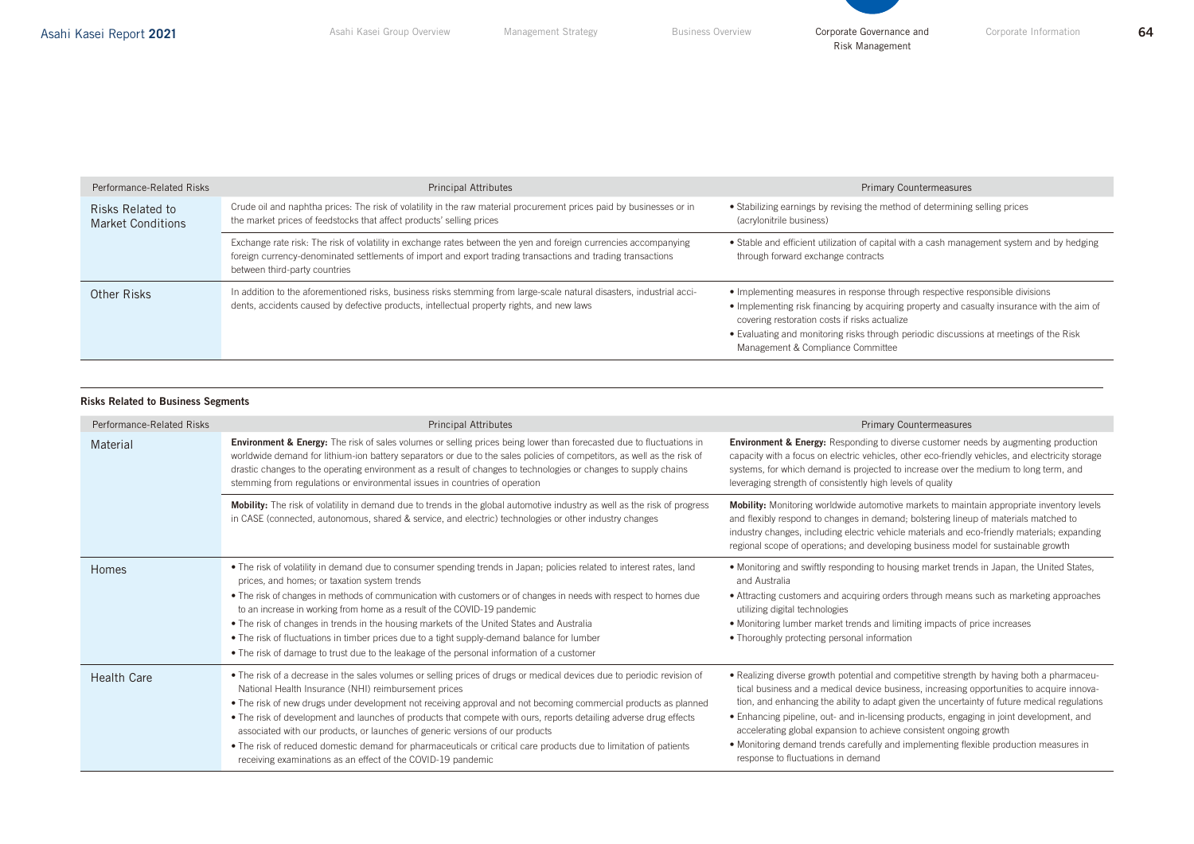| Performance-Related Risks | Principal Attributes | Primary Countermeasures |
|---|---|---|
| Risks Related to Market Conditions | Crude oil and naphtha prices: The risk of volatility in the raw material procurement prices paid by businesses or in the market prices of feedstocks that affect products' selling prices | • Stabilizing earnings by revising the method of determining selling prices (acrylonitrile business) |
| | Exchange rate risk: The risk of volatility in exchange rates between the yen and foreign currencies accompanying foreign currency-denominated settlements of import and export trading transactions and trading transactions between third-party countries | • Stable and efficient utilization of capital with a cash management system and by hedging through forward exchange contracts |
| Other Risks | In addition to the aforementioned risks, business risks stemming from large-scale natural disasters, industrial accidents, accidents caused by defective products, intellectual property rights, and new laws | • Implementing measures in response through respective responsible divisions<br>• Implementing risk financing by acquiring property and casualty insurance with the aim of covering restoration costs if risks actualize<br>• Evaluating and monitoring risks through periodic discussions at meetings of the Risk Management & Compliance Committee |

**Risks Related to Business Segments**

| Performance-Related Risks | Principal Attributes | Primary Countermeasures |
|---|---|---|
| Material | **Environment & Energy:** The risk of sales volumes or selling prices being lower than forecasted due to fluctuations in worldwide demand for lithium-ion battery separators or due to the sales policies of competitors, as well as the risk of drastic changes to the operating environment as a result of changes to technologies or changes to supply chains stemming from regulations or environmental issues in countries of operation | **Environment & Energy:** Responding to diverse customer needs by augmenting production capacity with a focus on electric vehicles, other eco-friendly vehicles, and electricity storage systems, for which demand is projected to increase over the medium to long term, and leveraging strength of consistently high levels of quality |
| | **Mobility:** The risk of volatility in demand due to trends in the global automotive industry as well as the risk of progress in CASE (connected, autonomous, shared & service, and electric) technologies or other industry changes | **Mobility:** Monitoring worldwide automotive markets to maintain appropriate inventory levels and flexibly respond to changes in demand; bolstering lineup of materials matched to industry changes, including electric vehicle materials and eco-friendly materials; expanding regional scope of operations; and developing business model for sustainable growth |
| Homes | • The risk of volatility in demand due to consumer spending trends in Japan; policies related to interest rates, land prices, and homes; or taxation system trends<br>• The risk of changes in methods of communication with customers or of changes in needs with respect to homes due to an increase in working from home as a result of the COVID-19 pandemic<br>• The risk of changes in trends in the housing markets of the United States and Australia<br>• The risk of fluctuations in timber prices due to a tight supply-demand balance for lumber<br>• The risk of damage to trust due to the leakage of the personal information of a customer | • Monitoring and swiftly responding to housing market trends in Japan, the United States, and Australia<br>• Attracting customers and acquiring orders through means such as marketing approaches utilizing digital technologies<br>• Monitoring lumber market trends and limiting impacts of price increases<br>• Thoroughly protecting personal information |
| Health Care | • The risk of a decrease in the sales volumes or selling prices of drugs or medical devices due to periodic revision of National Health Insurance (NHI) reimbursement prices<br>• The risk of new drugs under development not receiving approval and not becoming commercial products as planned<br>• The risk of development and launches of products that compete with ours, reports detailing adverse drug effects associated with our products, or launches of generic versions of our products<br>• The risk of reduced domestic demand for pharmaceuticals or critical care products due to limitation of patients receiving examinations as an effect of the COVID-19 pandemic | • Realizing diverse growth potential and competitive strength by having both a pharmaceutical business and a medical device business, increasing opportunities to acquire innovation, and enhancing the ability to adapt given the uncertainty of future medical regulations<br>• Enhancing pipeline, out- and in-licensing products, engaging in joint development, and accelerating global expansion to achieve consistent ongoing growth<br>• Monitoring demand trends carefully and implementing flexible production measures in response to fluctuations in demand |